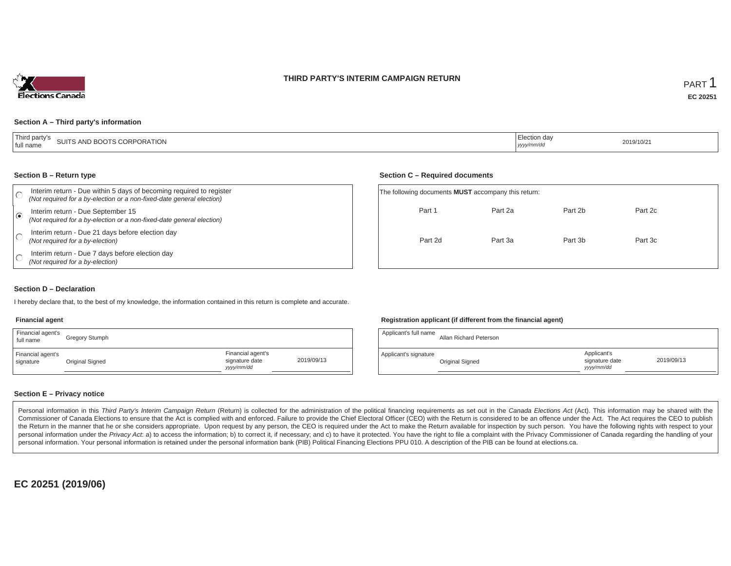# THIRD PARTY'S INTERIM CAMPAIGN RETURN

PART 1

**EC 20251**

### Section A – Third party's information

| Third party's full name | SUITS AND BOOTS CORPORATION | Election day *yyyy/mm/dd* | 2019/10/21 |
|---|---|---|---|

### Section B – Return type

- ○ Interim return - Due within 5 days of becoming required to register *(Not required for a by-election or a non-fixed-date general election)*
- ◉ Interim return - Due September 15 *(Not required for a by-election or a non-fixed-date general election)*
- ○ Interim return - Due 21 days before election day *(Not required for a by-election)*
- ○ Interim return - Due 7 days before election day *(Not required for a by-election)*

### Section C – Required documents

The following documents **MUST** accompany this return:

| Part 1 | Part 2a | Part 2b | Part 2c |
|---|---|---|---|
| Part 2d | Part 3a | Part 3b | Part 3c |

### Section D – Declaration

I hereby declare that, to the best of my knowledge, the information contained in this return is complete and accurate.

**Financial agent**

| Financial agent's full name | Gregory Stumph | | |
|---|---|---|---|
| Financial agent's signature | Original Signed | Financial agent's signature date *yyyy/mm/dd* | 2019/09/13 |

**Registration applicant (if different from the financial agent)**

| Applicant's full name | Allan Richard Peterson | | |
|---|---|---|---|
| Applicant's signature | Original Signed | Applicant's signature date *yyyy/mm/dd* | 2019/09/13 |

### Section E – Privacy notice

Personal information in this *Third Party's Interim Campaign Return* (Return) is collected for the administration of the political financing requirements as set out in the *Canada Elections Act* (Act). This information may be shared with the Commissioner of Canada Elections to ensure that the Act is complied with and enforced. Failure to provide the Chief Electoral Officer (CEO) with the Return is considered to be an offence under the Act. The Act requires the CEO to publish the Return in the manner that he or she considers appropriate. Upon request by any person, the CEO is required under the Act to make the Return available for inspection by such person. You have the following rights with respect to your personal information under the *Privacy Act*: a) to access the information; b) to correct it, if necessary; and c) to have it protected. You have the right to file a complaint with the Privacy Commissioner of Canada regarding the handling of your personal information. Your personal information is retained under the personal information bank (PIB) Political Financing Elections PPU 010. A description of the PIB can be found at elections.ca.

**EC 20251 (2019/06)**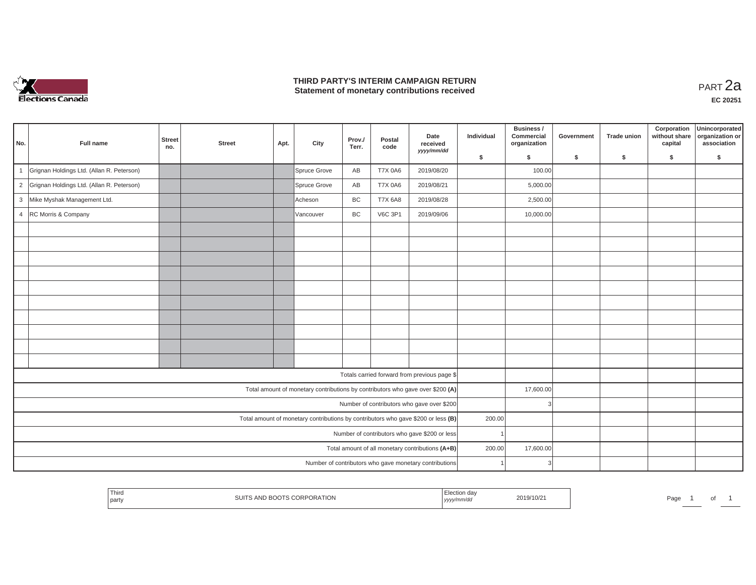# THIRD PARTY'S INTERIM CAMPAIGN RETURN
## Statement of monetary contributions received

PART 2a

**EC 20251**

| No. | Full name | Street no. | Street | Apt. | City | Prov./ Terr. | Postal code | Date received yyyy/mm/dd | Individual $ | Business / Commercial organization $ | Government $ | Trade union $ | Corporation without share capital $ | Unincorporated organization or association $ |
|---|---|---|---|---|---|---|---|---|---|---|---|---|---|---|
| 1 | Grignan Holdings Ltd. (Allan R. Peterson) | | | | Spruce Grove | AB | T7X 0A6 | 2019/08/20 | | 100.00 | | | | |
| 2 | Grignan Holdings Ltd. (Allan R. Peterson) | | | | Spruce Grove | AB | T7X 0A6 | 2019/08/21 | | 5,000.00 | | | | |
| 3 | Mike Myshak Management Ltd. | | | | Acheson | BC | T7X 6A8 | 2019/08/28 | | 2,500.00 | | | | |
| 4 | RC Morris & Company | | | | Vancouver | BC | V6C 3P1 | 2019/09/06 | | 10,000.00 | | | | |
| | | | | | | | | | | | | | | |
| | | | | | | | | | | | | | | |
| | | | | | | | | | | | | | | |
| | | | | | | | | | | | | | | |
| | | | | | | | | | | | | | | |
| | | | | | | | | | | | | | | |
| | | | | | | | | | | | | | | |
| | | | | | | | | | | | | | | |
| | | | | | | | | | | | | | | |
| | | | | | | | | | | | | | | |
| Totals carried forward from previous page $ | | | | | | | | | | | | | | |
| Total amount of monetary contributions by contributors who gave over $200 (A) | | | | | | | | | | 17,600.00 | | | | |
| Number of contributors who gave over $200 | | | | | | | | | | 3 | | | | |
| Total amount of monetary contributions by contributors who gave $200 or less (B) | | | | | | | | | 200.00 | | | | | |
| Number of contributors who gave $200 or less | | | | | | | | | 1 | | | | | |
| Total amount of all monetary contributions (A+B) | | | | | | | | | 200.00 | 17,600.00 | | | | |
| Number of contributors who gave monetary contributions | | | | | | | | | 1 | 3 | | | | |

| Third party | SUITS AND BOOTS CORPORATION | Election day yyyy/mm/dd | 2019/10/21 |
|---|---|---|---|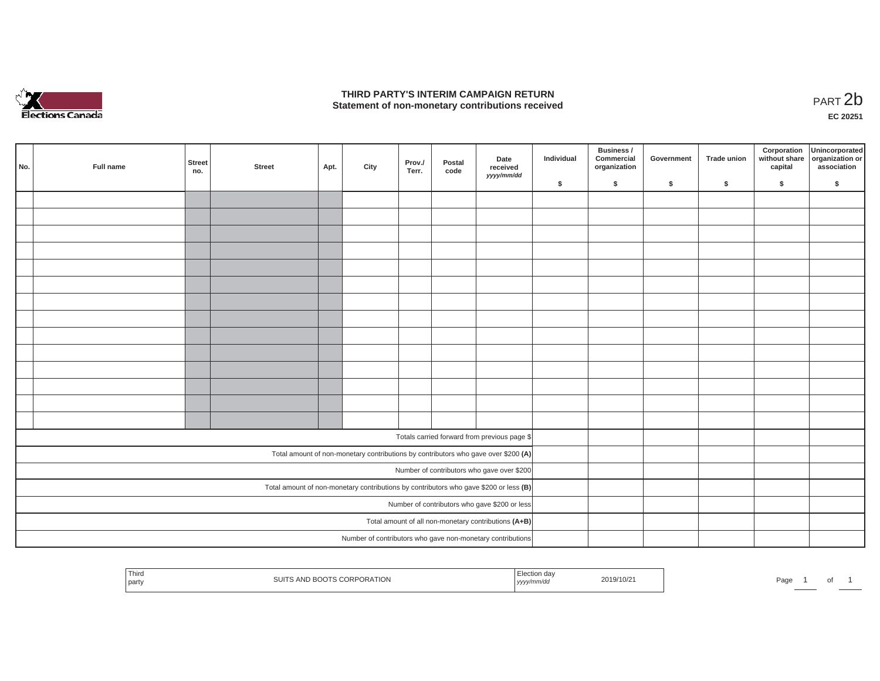# THIRD PARTY'S INTERIM CAMPAIGN RETURN
## Statement of non-monetary contributions received

PART 2b

**EC 20251**

| No. | Full name | Street no. | Street | Apt. | City | Prov./ Terr. | Postal code | Date received *yyyy/mm/dd* | Individual $ | Business / Commercial organization $ | Government $ | Trade union $ | Corporation without share capital $ | Unincorporated organization or association $ |
|---|---|---|---|---|---|---|---|---|---|---|---|---|---|---|
| | | | | | | | | | | | | | | |
| | | | | | | | | | | | | | | |
| | | | | | | | | | | | | | | |
| | | | | | | | | | | | | | | |
| | | | | | | | | | | | | | | |
| | | | | | | | | | | | | | | |
| | | | | | | | | | | | | | | |
| | | | | | | | | | | | | | | |
| | | | | | | | | | | | | | | |
| | | | | | | | | | | | | | | |
| | | | | | | | | | | | | | | |
| | | | | | | | | | | | | | | |
| | | | | | | | | | | | | | | |
| | | | | | | | | | | | | | | |
| Totals carried forward from previous page $ | | | | | | | | | | | | | | |
| Total amount of non-monetary contributions by contributors who gave over $200 **(A)** | | | | | | | | | | | | | | |
| Number of contributors who gave over $200 | | | | | | | | | | | | | | |
| Total amount of non-monetary contributions by contributors who gave $200 or less **(B)** | | | | | | | | | | | | | | |
| Number of contributors who gave $200 or less | | | | | | | | | | | | | | |
| Total amount of all non-monetary contributions **(A+B)** | | | | | | | | | | | | | | |
| Number of contributors who gave non-monetary contributions | | | | | | | | | | | | | | |

| Third party | SUITS AND BOOTS CORPORATION | Election day *yyyy/mm/dd* | 2019/10/21 |
|---|---|---|---|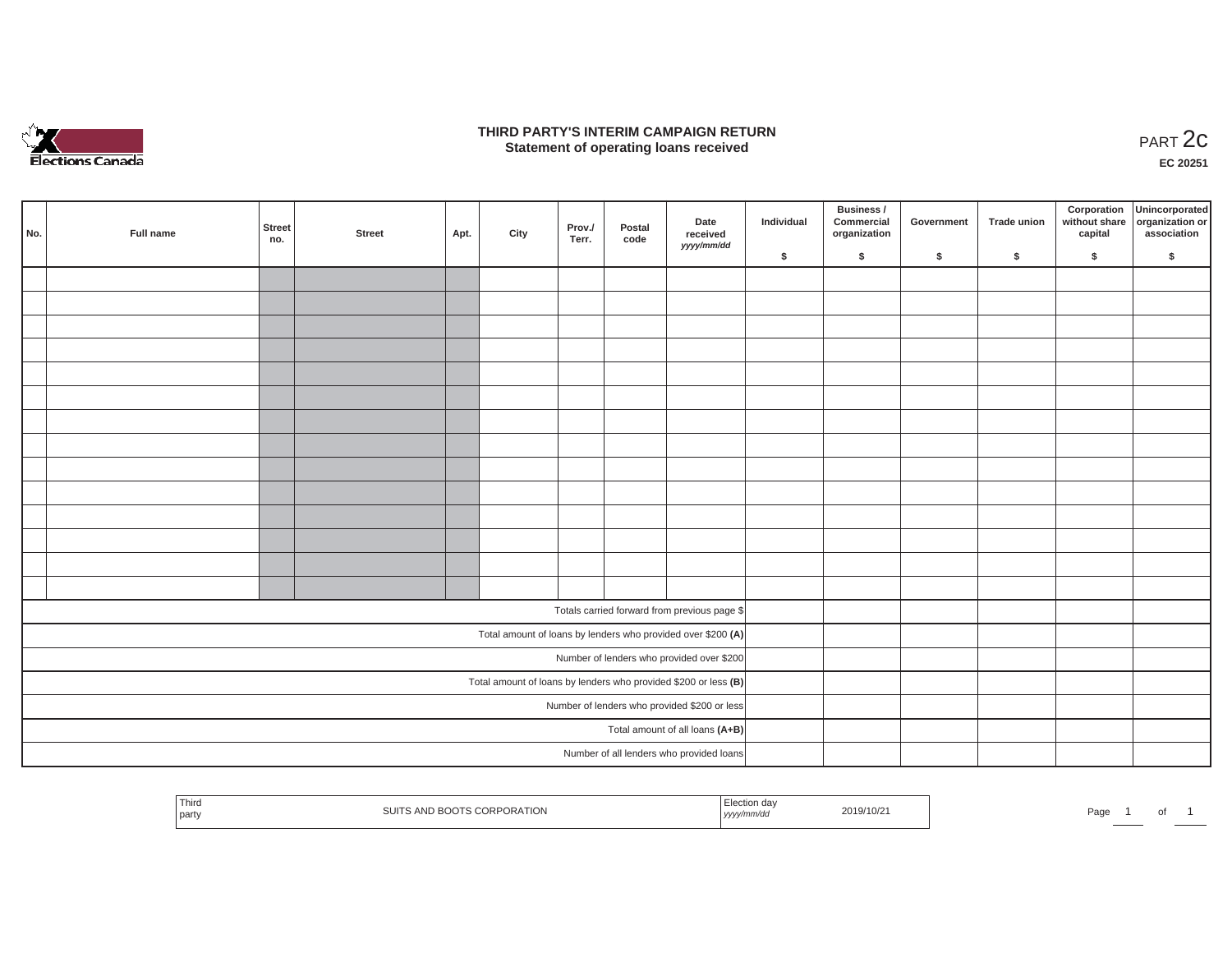# THIRD PARTY'S INTERIM CAMPAIGN RETURN
## Statement of operating loans received

PART 2c

**EC 20251**

| No. | Full name | Street no. | Street | Apt. | City | Prov./ Terr. | Postal code | Date received *yyyy/mm/dd* | Individual $ | Business / Commercial organization $ | Government $ | Trade union $ | Corporation without share capital $ | Unincorporated organization or association $ |
|---|---|---|---|---|---|---|---|---|---|---|---|---|---|---|
| | | | | | | | | | | | | | | |
| | | | | | | | | | | | | | | |
| | | | | | | | | | | | | | | |
| | | | | | | | | | | | | | | |
| | | | | | | | | | | | | | | |
| | | | | | | | | | | | | | | |
| | | | | | | | | | | | | | | |
| | | | | | | | | | | | | | | |
| | | | | | | | | | | | | | | |
| | | | | | | | | | | | | | | |
| | | | | | | | | | | | | | | |
| | | | | | | | | | | | | | | |
| | | | | | | | | | | | | | | |
| | | | | | | | | | | | | | | |
| Totals carried forward from previous page $ | | | | | | | | | | | | | | |
| Total amount of loans by lenders who provided over $200 **(A)** | | | | | | | | | | | | | | |
| Number of lenders who provided over $200 | | | | | | | | | | | | | | |
| Total amount of loans by lenders who provided $200 or less **(B)** | | | | | | | | | | | | | | |
| Number of lenders who provided $200 or less | | | | | | | | | | | | | | |
| Total amount of all loans **(A+B)** | | | | | | | | | | | | | | |
| Number of all lenders who provided loans | | | | | | | | | | | | | | |

| Third party | SUITS AND BOOTS CORPORATION | Election day *yyyy/mm/dd* | 2019/10/21 |
|---|---|---|---|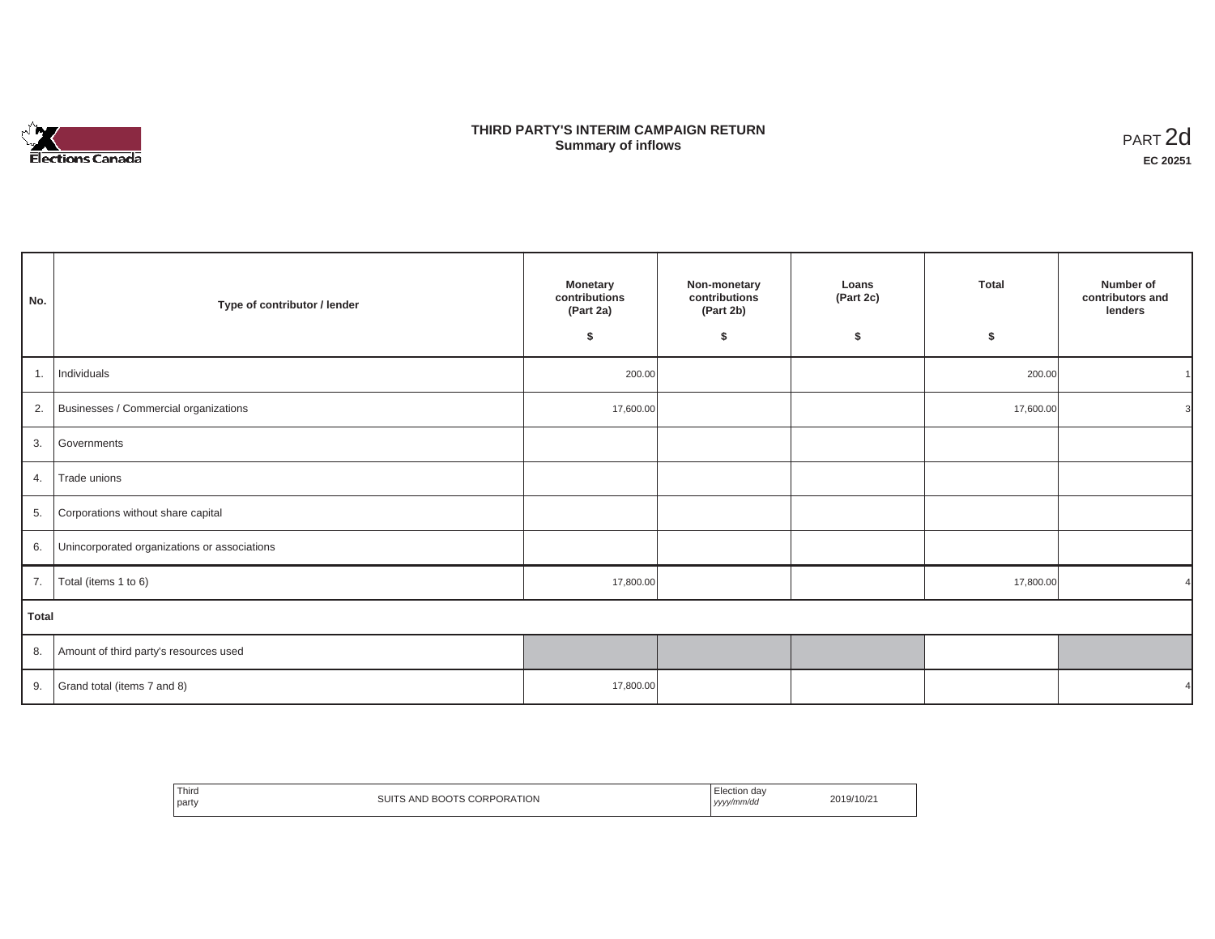# THIRD PARTY'S INTERIM CAMPAIGN RETURN
## Summary of inflows

PART 2d

**EC 20251**

| No. | Type of contributor / lender | Monetary contributions (Part 2a) $ | Non-monetary contributions (Part 2b) $ | Loans (Part 2c) $ | Total $ | Number of contributors and lenders |
|---|---|---|---|---|---|---|
| 1. | Individuals | 200.00 | | | 200.00 | 1 |
| 2. | Businesses / Commercial organizations | 17,600.00 | | | 17,600.00 | 3 |
| 3. | Governments | | | | | |
| 4. | Trade unions | | | | | |
| 5. | Corporations without share capital | | | | | |
| 6. | Unincorporated organizations or associations | | | | | |
| 7. | Total (items 1 to 6) | 17,800.00 | | | 17,800.00 | 4 |
| **Total** | | | | | | |
| 8. | Amount of third party's resources used | | | | | |
| 9. | Grand total (items 7 and 8) | 17,800.00 | | | | 4 |

| Third party | SUITS AND BOOTS CORPORATION | Election day *yyyy/mm/dd* | 2019/10/21 |
|---|---|---|---|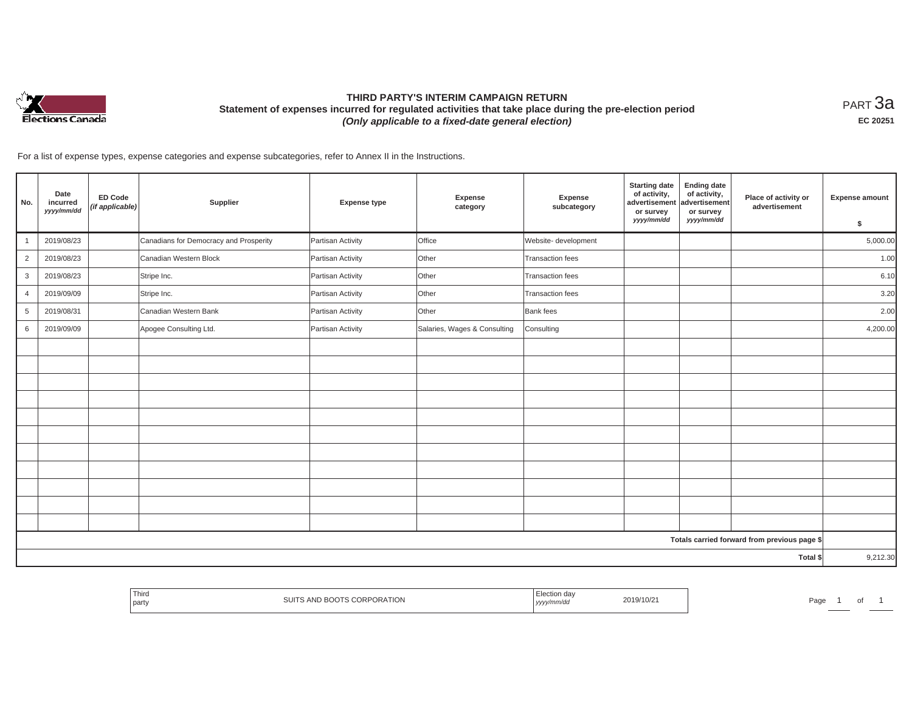# THIRD PARTY'S INTERIM CAMPAIGN RETURN

**Statement of expenses incurred for regulated activities that take place during the pre-election period**

***(Only applicable to a fixed-date general election)***

PART 3a

**EC 20251**

For a list of expense types, expense categories and expense subcategories, refer to Annex II in the Instructions.

| No. | Date incurred *yyyy/mm/dd* | ED Code *(if applicable)* | Supplier | Expense type | Expense category | Expense subcategory | Starting date of activity, advertisement or survey *yyyy/mm/dd* | Ending date of activity, advertisement or survey *yyyy/mm/dd* | Place of activity or advertisement | Expense amount $ |
|---|---|---|---|---|---|---|---|---|---|---|
| 1 | 2019/08/23 | | Canadians for Democracy and Prosperity | Partisan Activity | Office | Website- development | | | | 5,000.00 |
| 2 | 2019/08/23 | | Canadian Western Block | Partisan Activity | Other | Transaction fees | | | | 1.00 |
| 3 | 2019/08/23 | | Stripe Inc. | Partisan Activity | Other | Transaction fees | | | | 6.10 |
| 4 | 2019/09/09 | | Stripe Inc. | Partisan Activity | Other | Transaction fees | | | | 3.20 |
| 5 | 2019/08/31 | | Canadian Western Bank | Partisan Activity | Other | Bank fees | | | | 2.00 |
| 6 | 2019/09/09 | | Apogee Consulting Ltd. | Partisan Activity | Salaries, Wages & Consulting | Consulting | | | | 4,200.00 |
| | | | | | | | | | Totals carried forward from previous page $ | |
| | | | | | | | | | Total $ | 9,212.30 |

Third party: SUITS AND BOOTS CORPORATION

Election day *yyyy/mm/dd*: 2019/10/21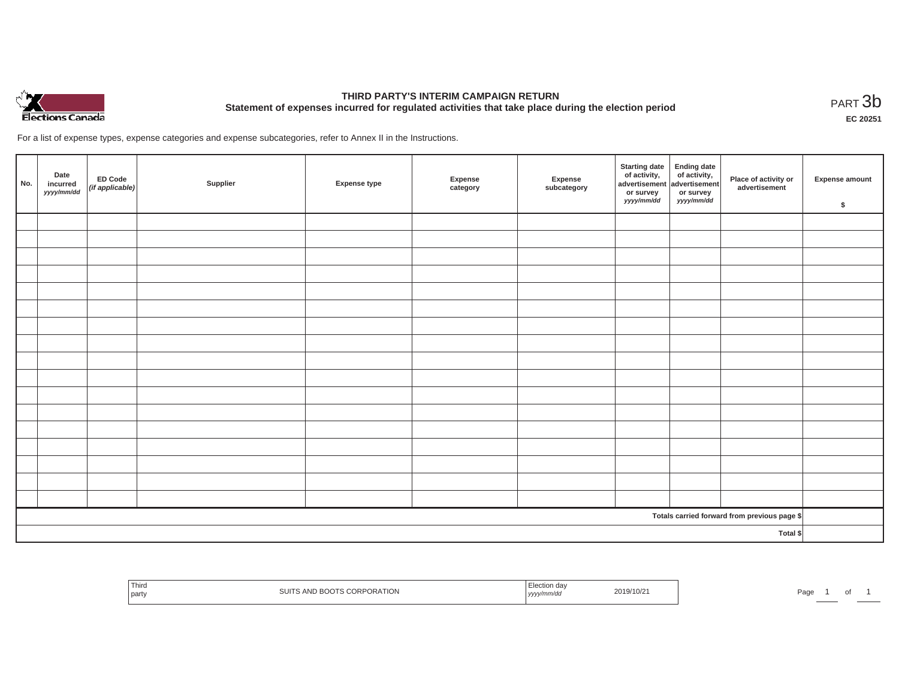**THIRD PARTY'S INTERIM CAMPAIGN RETURN**
**Statement of expenses incurred for regulated activities that take place during the election period**

PART 3b

**EC 20251**

For a list of expense types, expense categories and expense subcategories, refer to Annex II in the Instructions.

| No. | Date incurred *yyyy/mm/dd* | ED Code *(if applicable)* | Supplier | Expense type | Expense category | Expense subcategory | Starting date of activity, advertisement or survey *yyyy/mm/dd* | Ending date of activity, advertisement or survey *yyyy/mm/dd* | Place of activity or advertisement | Expense amount $ |
|---|---|---|---|---|---|---|---|---|---|---|
| | | | | | | | | | | |
| | | | | | | | | | | |
| | | | | | | | | | | |
| | | | | | | | | | | |
| | | | | | | | | | | |
| | | | | | | | | | | |
| | | | | | | | | | | |
| | | | | | | | | | | |
| | | | | | | | | | | |
| | | | | | | | | | | |
| | | | | | | | | | | |
| | | | | | | | | | | |
| | | | | | | | | | | |
| | | | | | | | | | | |
| | | | | | | | | | | |
| | | | | | | | | | | |
| | | | | | | | | | | |
| | | | | | | | | | Totals carried forward from previous page $ | |
| | | | | | | | | | Total $ | |

| Third party | SUITS AND BOOTS CORPORATION | Election day *yyyy/mm/dd* | 2019/10/21 |
|---|---|---|---|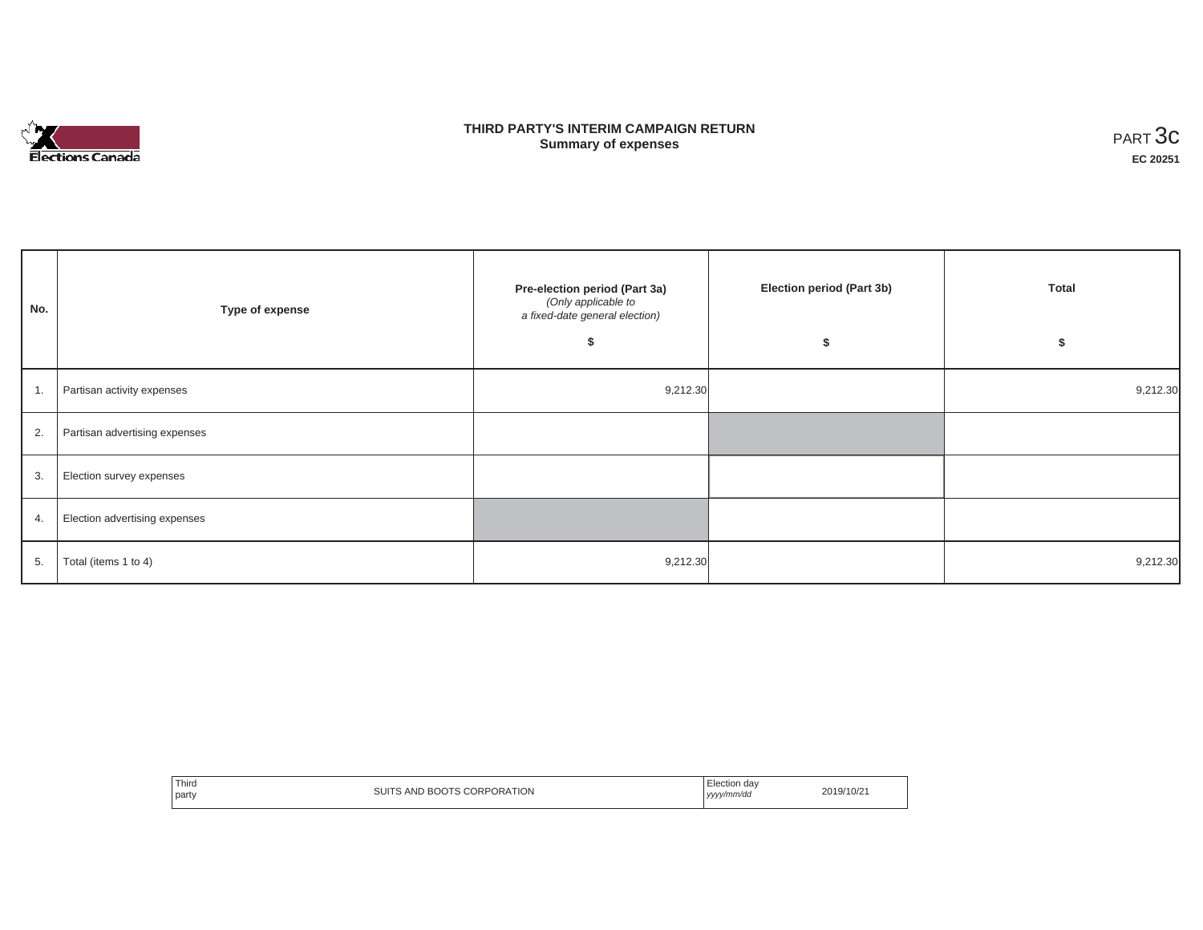# THIRD PARTY'S INTERIM CAMPAIGN RETURN
## Summary of expenses

PART 3c

**EC 20251**

| No. | Type of expense | Pre-election period (Part 3a) *(Only applicable to a fixed-date general election)* $ | Election period (Part 3b) $ | Total $ |
|---|---|---|---|---|
| 1. | Partisan activity expenses | 9,212.30 | | 9,212.30 |
| 2. | Partisan advertising expenses | | | |
| 3. | Election survey expenses | | | |
| 4. | Election advertising expenses | | | |
| 5. | Total (items 1 to 4) | 9,212.30 | | 9,212.30 |

| Third party | SUITS AND BOOTS CORPORATION | Election day *yyyy/mm/dd* | 2019/10/21 |
|---|---|---|---|